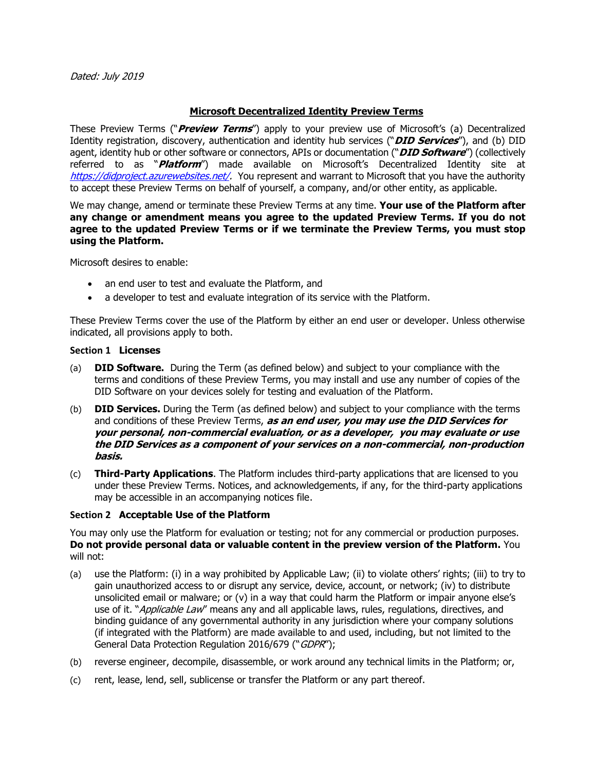*Dated: July 2019*

## Microsoft Decentralized Identity Preview Terms

These Preview Terms ("***Preview Terms***") apply to your preview use of Microsoft's (a) Decentralized Identity registration, discovery, authentication and identity hub services ("***DID Services***"), and (b) DID agent, identity hub or other software or connectors, APIs or documentation ("***DID Software***") (collectively referred to as "***Platform***") made available on Microsoft's Decentralized Identity site at *https://didproject.azurewebsites.net/.* You represent and warrant to Microsoft that you have the authority to accept these Preview Terms on behalf of yourself, a company, and/or other entity, as applicable.

We may change, amend or terminate these Preview Terms at any time. **Your use of the Platform after any change or amendment means you agree to the updated Preview Terms. If you do not agree to the updated Preview Terms or if we terminate the Preview Terms, you must stop using the Platform.**

Microsoft desires to enable:

- an end user to test and evaluate the Platform, and
- a developer to test and evaluate integration of its service with the Platform.

These Preview Terms cover the use of the Platform by either an end user or developer. Unless otherwise indicated, all provisions apply to both.

### Section 1 Licenses

(a) **DID Software.** During the Term (as defined below) and subject to your compliance with the terms and conditions of these Preview Terms, you may install and use any number of copies of the DID Software on your devices solely for testing and evaluation of the Platform.

(b) **DID Services.** During the Term (as defined below) and subject to your compliance with the terms and conditions of these Preview Terms, ***as an end user, you may use the DID Services for your personal, non-commercial evaluation, or as a developer, you may evaluate or use the DID Services as a component of your services on a non-commercial, non-production basis.***

(c) **Third-Party Applications**. The Platform includes third-party applications that are licensed to you under these Preview Terms. Notices, and acknowledgements, if any, for the third-party applications may be accessible in an accompanying notices file.

### Section 2 Acceptable Use of the Platform

You may only use the Platform for evaluation or testing; not for any commercial or production purposes. **Do not provide personal data or valuable content in the preview version of the Platform.** You will not:

(a) use the Platform: (i) in a way prohibited by Applicable Law; (ii) to violate others' rights; (iii) to try to gain unauthorized access to or disrupt any service, device, account, or network; (iv) to distribute unsolicited email or malware; or (v) in a way that could harm the Platform or impair anyone else's use of it. "*Applicable Law*" means any and all applicable laws, rules, regulations, directives, and binding guidance of any governmental authority in any jurisdiction where your company solutions (if integrated with the Platform) are made available to and used, including, but not limited to the General Data Protection Regulation 2016/679 ("*GDPR*");

(b) reverse engineer, decompile, disassemble, or work around any technical limits in the Platform; or,

(c) rent, lease, lend, sell, sublicense or transfer the Platform or any part thereof.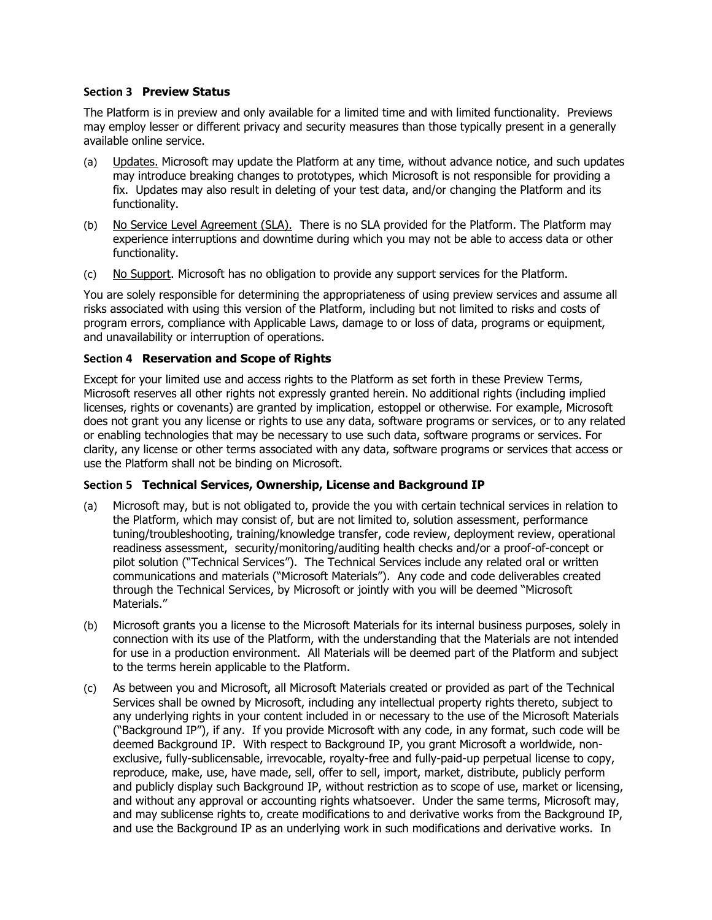### **Section 3 Preview Status**

The Platform is in preview and only available for a limited time and with limited functionality. Previews may employ lesser or different privacy and security measures than those typically present in a generally available online service.

(a) Updates. Microsoft may update the Platform at any time, without advance notice, and such updates may introduce breaking changes to prototypes, which Microsoft is not responsible for providing a fix. Updates may also result in deleting of your test data, and/or changing the Platform and its functionality.

(b) No Service Level Agreement (SLA). There is no SLA provided for the Platform. The Platform may experience interruptions and downtime during which you may not be able to access data or other functionality.

(c) No Support. Microsoft has no obligation to provide any support services for the Platform.

You are solely responsible for determining the appropriateness of using preview services and assume all risks associated with using this version of the Platform, including but not limited to risks and costs of program errors, compliance with Applicable Laws, damage to or loss of data, programs or equipment, and unavailability or interruption of operations.

### **Section 4 Reservation and Scope of Rights**

Except for your limited use and access rights to the Platform as set forth in these Preview Terms, Microsoft reserves all other rights not expressly granted herein. No additional rights (including implied licenses, rights or covenants) are granted by implication, estoppel or otherwise. For example, Microsoft does not grant you any license or rights to use any data, software programs or services, or to any related or enabling technologies that may be necessary to use such data, software programs or services. For clarity, any license or other terms associated with any data, software programs or services that access or use the Platform shall not be binding on Microsoft.

### **Section 5 Technical Services, Ownership, License and Background IP**

(a) Microsoft may, but is not obligated to, provide the you with certain technical services in relation to the Platform, which may consist of, but are not limited to, solution assessment, performance tuning/troubleshooting, training/knowledge transfer, code review, deployment review, operational readiness assessment, security/monitoring/auditing health checks and/or a proof-of-concept or pilot solution ("Technical Services"). The Technical Services include any related oral or written communications and materials ("Microsoft Materials"). Any code and code deliverables created through the Technical Services, by Microsoft or jointly with you will be deemed "Microsoft Materials."

(b) Microsoft grants you a license to the Microsoft Materials for its internal business purposes, solely in connection with its use of the Platform, with the understanding that the Materials are not intended for use in a production environment. All Materials will be deemed part of the Platform and subject to the terms herein applicable to the Platform.

(c) As between you and Microsoft, all Microsoft Materials created or provided as part of the Technical Services shall be owned by Microsoft, including any intellectual property rights thereto, subject to any underlying rights in your content included in or necessary to the use of the Microsoft Materials ("Background IP"), if any. If you provide Microsoft with any code, in any format, such code will be deemed Background IP. With respect to Background IP, you grant Microsoft a worldwide, non-exclusive, fully-sublicensable, irrevocable, royalty-free and fully-paid-up perpetual license to copy, reproduce, make, use, have made, sell, offer to sell, import, market, distribute, publicly perform and publicly display such Background IP, without restriction as to scope of use, market or licensing, and without any approval or accounting rights whatsoever. Under the same terms, Microsoft may, and may sublicense rights to, create modifications to and derivative works from the Background IP, and use the Background IP as an underlying work in such modifications and derivative works. In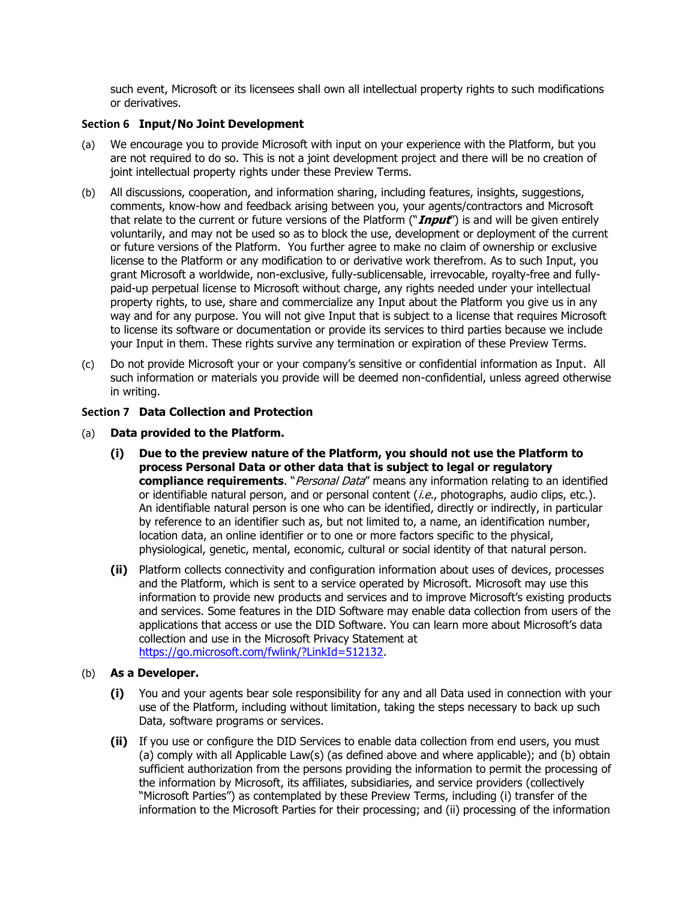such event, Microsoft or its licensees shall own all intellectual property rights to such modifications or derivatives.

**Section 6 Input/No Joint Development**

(a) We encourage you to provide Microsoft with input on your experience with the Platform, but you are not required to do so. This is not a joint development project and there will be no creation of joint intellectual property rights under these Preview Terms.

(b) All discussions, cooperation, and information sharing, including features, insights, suggestions, comments, know-how and feedback arising between you, your agents/contractors and Microsoft that relate to the current or future versions of the Platform ("***Input***") is and will be given entirely voluntarily, and may not be used so as to block the use, development or deployment of the current or future versions of the Platform. You further agree to make no claim of ownership or exclusive license to the Platform or any modification to or derivative work therefrom. As to such Input, you grant Microsoft a worldwide, non-exclusive, fully-sublicensable, irrevocable, royalty-free and fully-paid-up perpetual license to Microsoft without charge, any rights needed under your intellectual property rights, to use, share and commercialize any Input about the Platform you give us in any way and for any purpose. You will not give Input that is subject to a license that requires Microsoft to license its software or documentation or provide its services to third parties because we include your Input in them. These rights survive any termination or expiration of these Preview Terms.

(c) Do not provide Microsoft your or your company's sensitive or confidential information as Input. All such information or materials you provide will be deemed non-confidential, unless agreed otherwise in writing.

**Section 7 Data Collection and Protection**

(a) **Data provided to the Platform.**

**(i)** **Due to the preview nature of the Platform, you should not use the Platform to process Personal Data or other data that is subject to legal or regulatory compliance requirements**. "*Personal Data*" means any information relating to an identified or identifiable natural person, and or personal content (*i.e.*, photographs, audio clips, etc.). An identifiable natural person is one who can be identified, directly or indirectly, in particular by reference to an identifier such as, but not limited to, a name, an identification number, location data, an online identifier or to one or more factors specific to the physical, physiological, genetic, mental, economic, cultural or social identity of that natural person.

**(ii)** Platform collects connectivity and configuration information about uses of devices, processes and the Platform, which is sent to a service operated by Microsoft. Microsoft may use this information to provide new products and services and to improve Microsoft's existing products and services. Some features in the DID Software may enable data collection from users of the applications that access or use the DID Software. You can learn more about Microsoft's data collection and use in the Microsoft Privacy Statement at https://go.microsoft.com/fwlink/?LinkId=512132.

(b) **As a Developer.**

**(i)** You and your agents bear sole responsibility for any and all Data used in connection with your use of the Platform, including without limitation, taking the steps necessary to back up such Data, software programs or services.

**(ii)** If you use or configure the DID Services to enable data collection from end users, you must (a) comply with all Applicable Law(s) (as defined above and where applicable); and (b) obtain sufficient authorization from the persons providing the information to permit the processing of the information by Microsoft, its affiliates, subsidiaries, and service providers (collectively "Microsoft Parties") as contemplated by these Preview Terms, including (i) transfer of the information to the Microsoft Parties for their processing; and (ii) processing of the information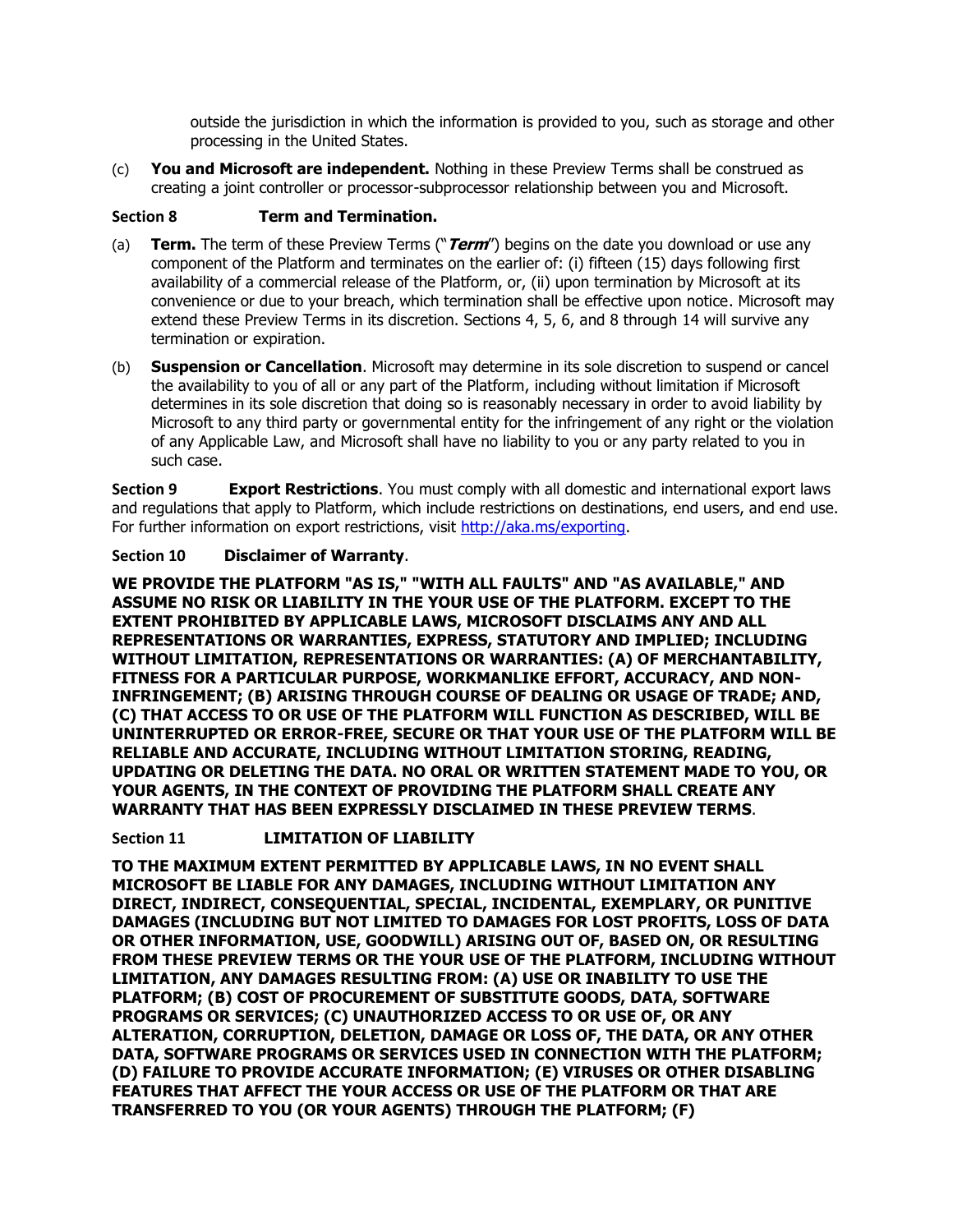outside the jurisdiction in which the information is provided to you, such as storage and other processing in the United States.

(c) **You and Microsoft are independent.** Nothing in these Preview Terms shall be construed as creating a joint controller or processor-subprocessor relationship between you and Microsoft.

**Section 8 Term and Termination.**

(a) **Term.** The term of these Preview Terms ("***Term***") begins on the date you download or use any component of the Platform and terminates on the earlier of: (i) fifteen (15) days following first availability of a commercial release of the Platform, or, (ii) upon termination by Microsoft at its convenience or due to your breach, which termination shall be effective upon notice. Microsoft may extend these Preview Terms in its discretion. Sections 4, 5, 6, and 8 through 14 will survive any termination or expiration.

(b) **Suspension or Cancellation**. Microsoft may determine in its sole discretion to suspend or cancel the availability to you of all or any part of the Platform, including without limitation if Microsoft determines in its sole discretion that doing so is reasonably necessary in order to avoid liability by Microsoft to any third party or governmental entity for the infringement of any right or the violation of any Applicable Law, and Microsoft shall have no liability to you or any party related to you in such case.

**Section 9 Export Restrictions**. You must comply with all domestic and international export laws and regulations that apply to Platform, which include restrictions on destinations, end users, and end use. For further information on export restrictions, visit [http://aka.ms/exporting](http://aka.ms/exporting).

**Section 10 Disclaimer of Warranty**.

**WE PROVIDE THE PLATFORM "AS IS," "WITH ALL FAULTS" AND "AS AVAILABLE," AND ASSUME NO RISK OR LIABILITY IN THE YOUR USE OF THE PLATFORM. EXCEPT TO THE EXTENT PROHIBITED BY APPLICABLE LAWS, MICROSOFT DISCLAIMS ANY AND ALL REPRESENTATIONS OR WARRANTIES, EXPRESS, STATUTORY AND IMPLIED; INCLUDING WITHOUT LIMITATION, REPRESENTATIONS OR WARRANTIES: (A) OF MERCHANTABILITY, FITNESS FOR A PARTICULAR PURPOSE, WORKMANLIKE EFFORT, ACCURACY, AND NON-INFRINGEMENT; (B) ARISING THROUGH COURSE OF DEALING OR USAGE OF TRADE; AND, (C) THAT ACCESS TO OR USE OF THE PLATFORM WILL FUNCTION AS DESCRIBED, WILL BE UNINTERRUPTED OR ERROR-FREE, SECURE OR THAT YOUR USE OF THE PLATFORM WILL BE RELIABLE AND ACCURATE, INCLUDING WITHOUT LIMITATION STORING, READING, UPDATING OR DELETING THE DATA. NO ORAL OR WRITTEN STATEMENT MADE TO YOU, OR YOUR AGENTS, IN THE CONTEXT OF PROVIDING THE PLATFORM SHALL CREATE ANY WARRANTY THAT HAS BEEN EXPRESSLY DISCLAIMED IN THESE PREVIEW TERMS**.

**Section 11 LIMITATION OF LIABILITY**

**TO THE MAXIMUM EXTENT PERMITTED BY APPLICABLE LAWS, IN NO EVENT SHALL MICROSOFT BE LIABLE FOR ANY DAMAGES, INCLUDING WITHOUT LIMITATION ANY DIRECT, INDIRECT, CONSEQUENTIAL, SPECIAL, INCIDENTAL, EXEMPLARY, OR PUNITIVE DAMAGES (INCLUDING BUT NOT LIMITED TO DAMAGES FOR LOST PROFITS, LOSS OF DATA OR OTHER INFORMATION, USE, GOODWILL) ARISING OUT OF, BASED ON, OR RESULTING FROM THESE PREVIEW TERMS OR THE YOUR USE OF THE PLATFORM, INCLUDING WITHOUT LIMITATION, ANY DAMAGES RESULTING FROM: (A) USE OR INABILITY TO USE THE PLATFORM; (B) COST OF PROCUREMENT OF SUBSTITUTE GOODS, DATA, SOFTWARE PROGRAMS OR SERVICES; (C) UNAUTHORIZED ACCESS TO OR USE OF, OR ANY ALTERATION, CORRUPTION, DELETION, DAMAGE OR LOSS OF, THE DATA, OR ANY OTHER DATA, SOFTWARE PROGRAMS OR SERVICES USED IN CONNECTION WITH THE PLATFORM; (D) FAILURE TO PROVIDE ACCURATE INFORMATION; (E) VIRUSES OR OTHER DISABLING FEATURES THAT AFFECT THE YOUR ACCESS OR USE OF THE PLATFORM OR THAT ARE TRANSFERRED TO YOU (OR YOUR AGENTS) THROUGH THE PLATFORM; (F)**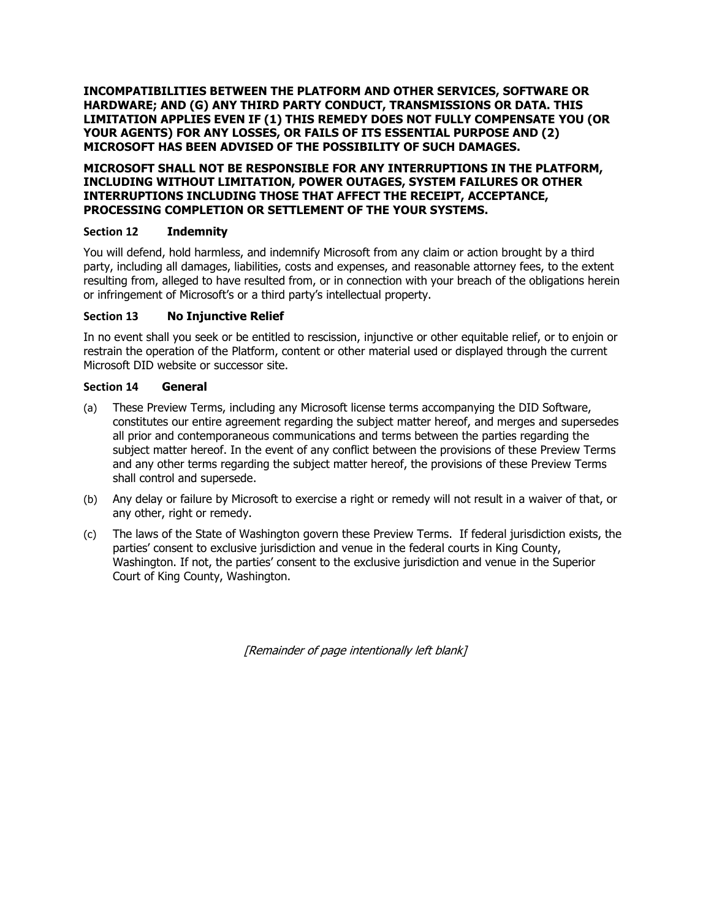**INCOMPATIBILITIES BETWEEN THE PLATFORM AND OTHER SERVICES, SOFTWARE OR HARDWARE; AND (G) ANY THIRD PARTY CONDUCT, TRANSMISSIONS OR DATA. THIS LIMITATION APPLIES EVEN IF (1) THIS REMEDY DOES NOT FULLY COMPENSATE YOU (OR YOUR AGENTS) FOR ANY LOSSES, OR FAILS OF ITS ESSENTIAL PURPOSE AND (2) MICROSOFT HAS BEEN ADVISED OF THE POSSIBILITY OF SUCH DAMAGES.**

**MICROSOFT SHALL NOT BE RESPONSIBLE FOR ANY INTERRUPTIONS IN THE PLATFORM, INCLUDING WITHOUT LIMITATION, POWER OUTAGES, SYSTEM FAILURES OR OTHER INTERRUPTIONS INCLUDING THOSE THAT AFFECT THE RECEIPT, ACCEPTANCE, PROCESSING COMPLETION OR SETTLEMENT OF THE YOUR SYSTEMS.**

### Section 12 Indemnity

You will defend, hold harmless, and indemnify Microsoft from any claim or action brought by a third party, including all damages, liabilities, costs and expenses, and reasonable attorney fees, to the extent resulting from, alleged to have resulted from, or in connection with your breach of the obligations herein or infringement of Microsoft's or a third party's intellectual property.

### Section 13 No Injunctive Relief

In no event shall you seek or be entitled to rescission, injunctive or other equitable relief, or to enjoin or restrain the operation of the Platform, content or other material used or displayed through the current Microsoft DID website or successor site.

### Section 14 General

(a) These Preview Terms, including any Microsoft license terms accompanying the DID Software, constitutes our entire agreement regarding the subject matter hereof, and merges and supersedes all prior and contemporaneous communications and terms between the parties regarding the subject matter hereof. In the event of any conflict between the provisions of these Preview Terms and any other terms regarding the subject matter hereof, the provisions of these Preview Terms shall control and supersede.

(b) Any delay or failure by Microsoft to exercise a right or remedy will not result in a waiver of that, or any other, right or remedy.

(c) The laws of the State of Washington govern these Preview Terms. If federal jurisdiction exists, the parties' consent to exclusive jurisdiction and venue in the federal courts in King County, Washington. If not, the parties' consent to the exclusive jurisdiction and venue in the Superior Court of King County, Washington.

*[Remainder of page intentionally left blank]*